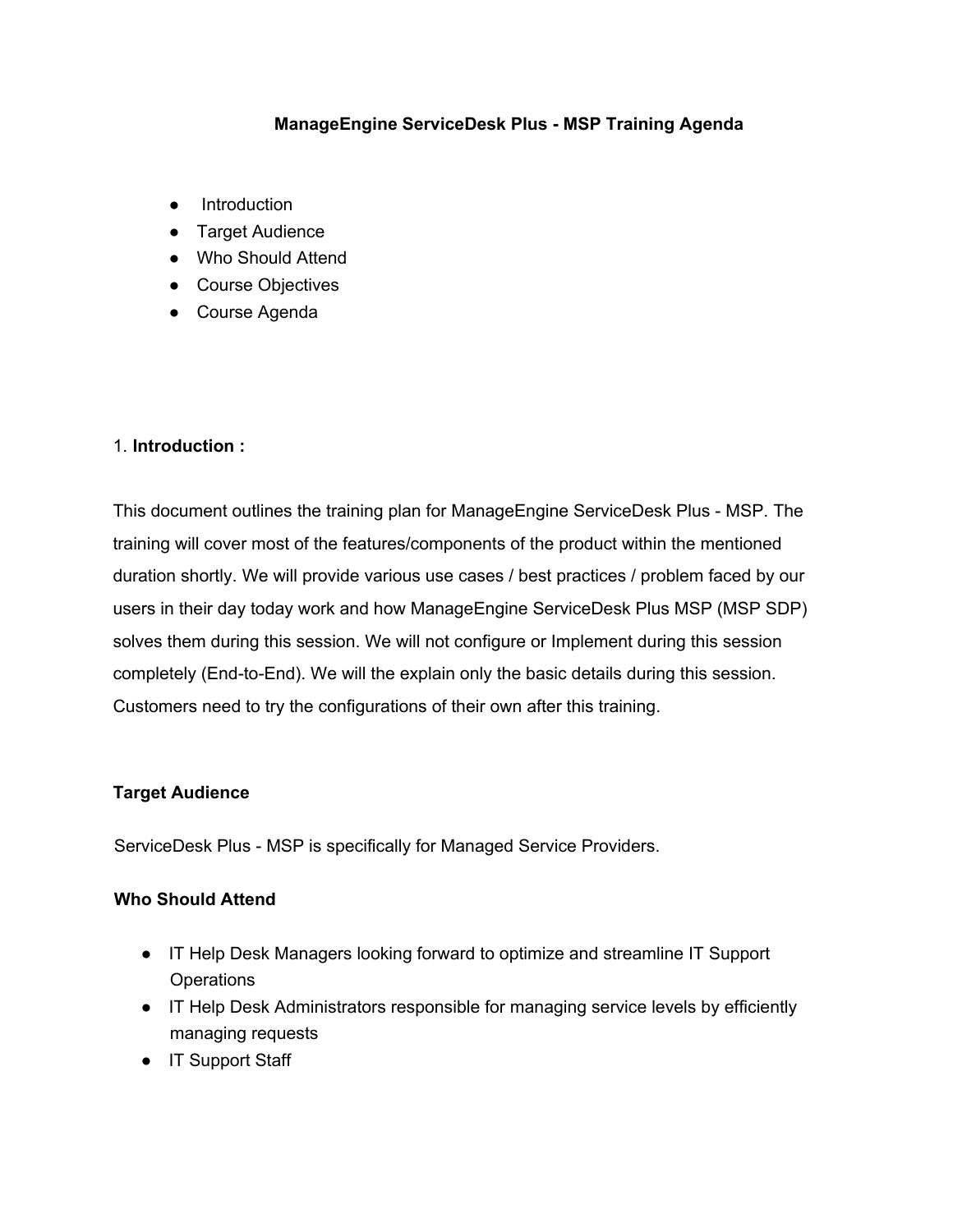# ManageEngine ServiceDesk Plus - MSP Training Agenda

- Introduction
- Target Audience
- Who Should Attend
- Course Objectives
- Course Agenda

1. **Introduction :**

This document outlines the training plan for ManageEngine ServiceDesk Plus - MSP. The training will cover most of the features/components of the product within the mentioned duration shortly. We will provide various use cases / best practices / problem faced by our users in their day today work and how ManageEngine ServiceDesk Plus MSP (MSP SDP) solves them during this session. We will not configure or Implement during this session completely (End-to-End). We will the explain only the basic details during this session. Customers need to try the configurations of their own after this training.

**Target Audience**

ServiceDesk Plus - MSP is specifically for Managed Service Providers.

**Who Should Attend**

- IT Help Desk Managers looking forward to optimize and streamline IT Support Operations
- IT Help Desk Administrators responsible for managing service levels by efficiently managing requests
- IT Support Staff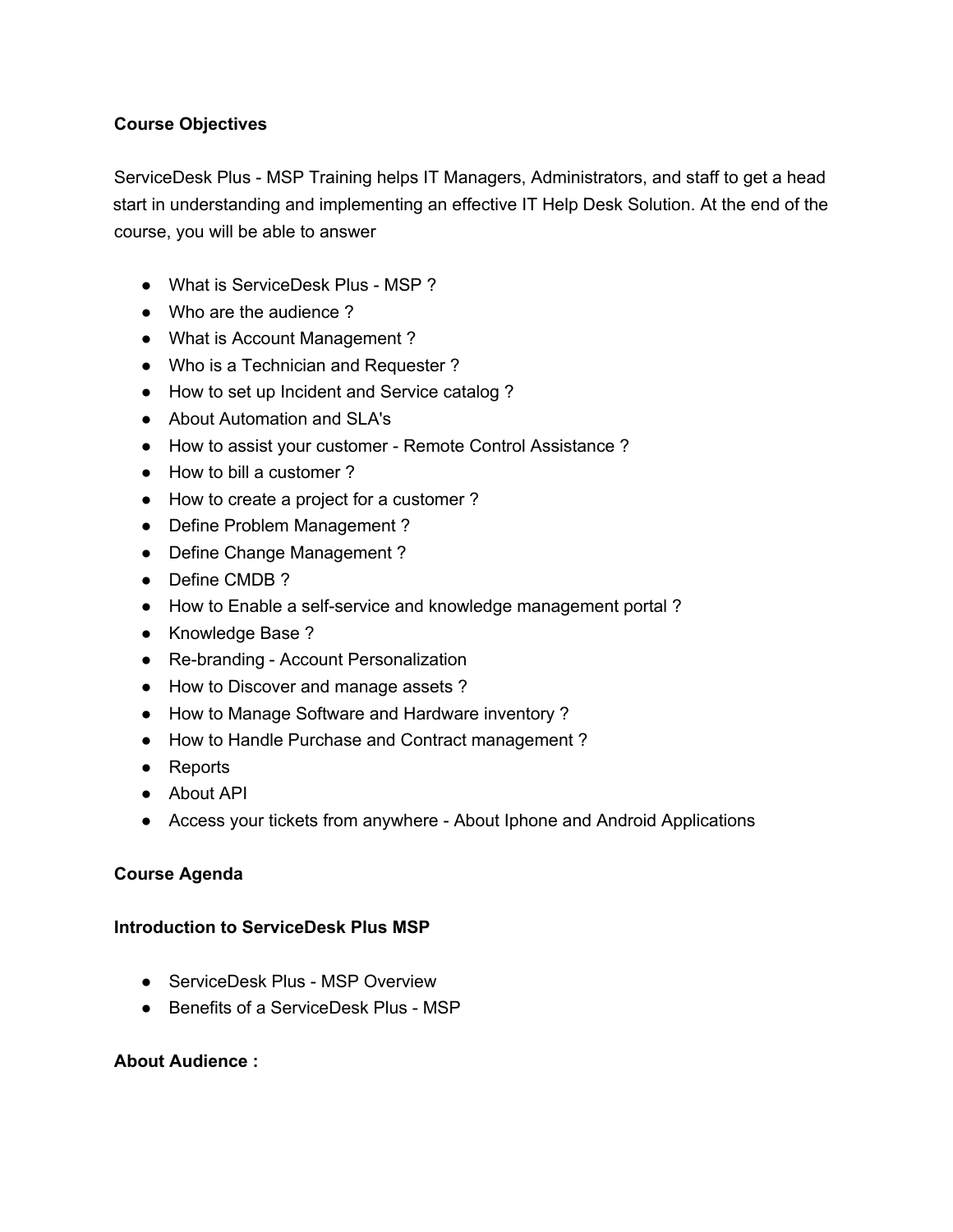**Course Objectives**

ServiceDesk Plus - MSP Training helps IT Managers, Administrators, and staff to get a head start in understanding and implementing an effective IT Help Desk Solution. At the end of the course, you will be able to answer

- What is ServiceDesk Plus - MSP ?
- Who are the audience ?
- What is Account Management ?
- Who is a Technician and Requester ?
- How to set up Incident and Service catalog ?
- About Automation and SLA's
- How to assist your customer - Remote Control Assistance ?
- How to bill a customer ?
- How to create a project for a customer ?
- Define Problem Management ?
- Define Change Management ?
- Define CMDB ?
- How to Enable a self-service and knowledge management portal ?
- Knowledge Base ?
- Re-branding - Account Personalization
- How to Discover and manage assets ?
- How to Manage Software and Hardware inventory ?
- How to Handle Purchase and Contract management ?
- Reports
- About API
- Access your tickets from anywhere - About Iphone and Android Applications

**Course Agenda**

**Introduction to ServiceDesk Plus MSP**

- ServiceDesk Plus - MSP Overview
- Benefits of a ServiceDesk Plus - MSP

**About Audience :**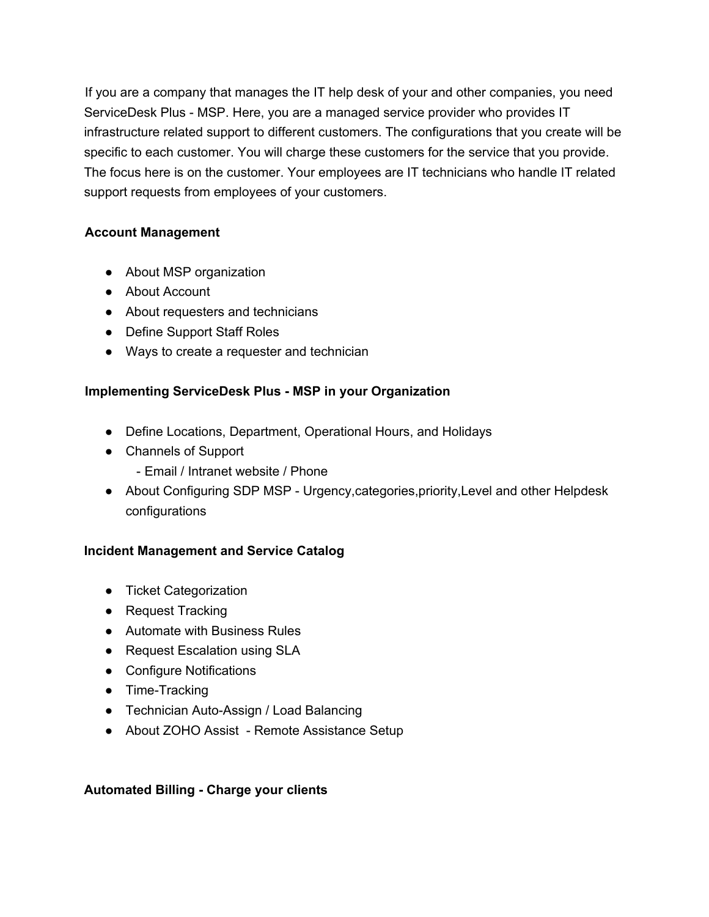If you are a company that manages the IT help desk of your and other companies, you need ServiceDesk Plus - MSP. Here, you are a managed service provider who provides IT infrastructure related support to different customers. The configurations that you create will be specific to each customer. You will charge these customers for the service that you provide. The focus here is on the customer. Your employees are IT technicians who handle IT related support requests from employees of your customers.

**Account Management**

- About MSP organization
- About Account
- About requesters and technicians
- Define Support Staff Roles
- Ways to create a requester and technician

**Implementing ServiceDesk Plus - MSP in your Organization**

- Define Locations, Department, Operational Hours, and Holidays
- Channels of Support
  - Email / Intranet website / Phone
- About Configuring SDP MSP - Urgency,categories,priority,Level and other Helpdesk configurations

**Incident Management and Service Catalog**

- Ticket Categorization
- Request Tracking
- Automate with Business Rules
- Request Escalation using SLA
- Configure Notifications
- Time-Tracking
- Technician Auto-Assign / Load Balancing
- About ZOHO Assist - Remote Assistance Setup

**Automated Billing - Charge your clients**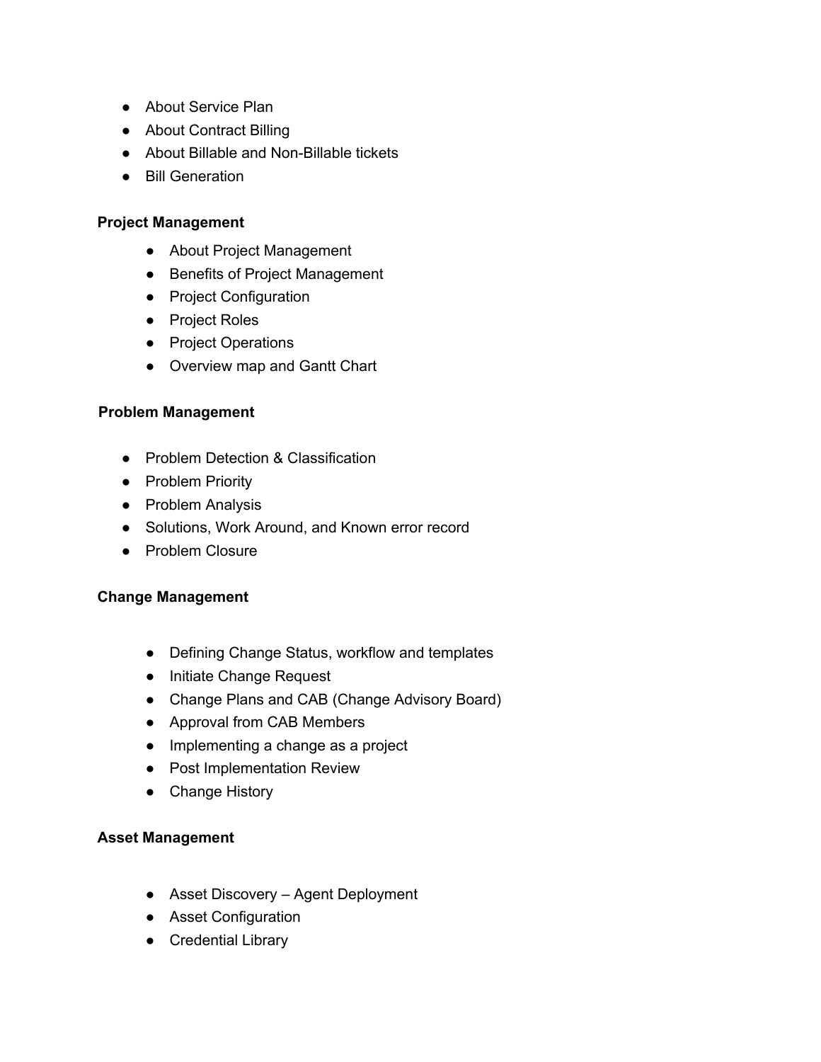- About Service Plan
- About Contract Billing
- About Billable and Non-Billable tickets
- Bill Generation

**Project Management**

- About Project Management
- Benefits of Project Management
- Project Configuration
- Project Roles
- Project Operations
- Overview map and Gantt Chart

**Problem Management**

- Problem Detection & Classification
- Problem Priority
- Problem Analysis
- Solutions, Work Around, and Known error record
- Problem Closure

**Change Management**

- Defining Change Status, workflow and templates
- Initiate Change Request
- Change Plans and CAB (Change Advisory Board)
- Approval from CAB Members
- Implementing a change as a project
- Post Implementation Review
- Change History

**Asset Management**

- Asset Discovery – Agent Deployment
- Asset Configuration
- Credential Library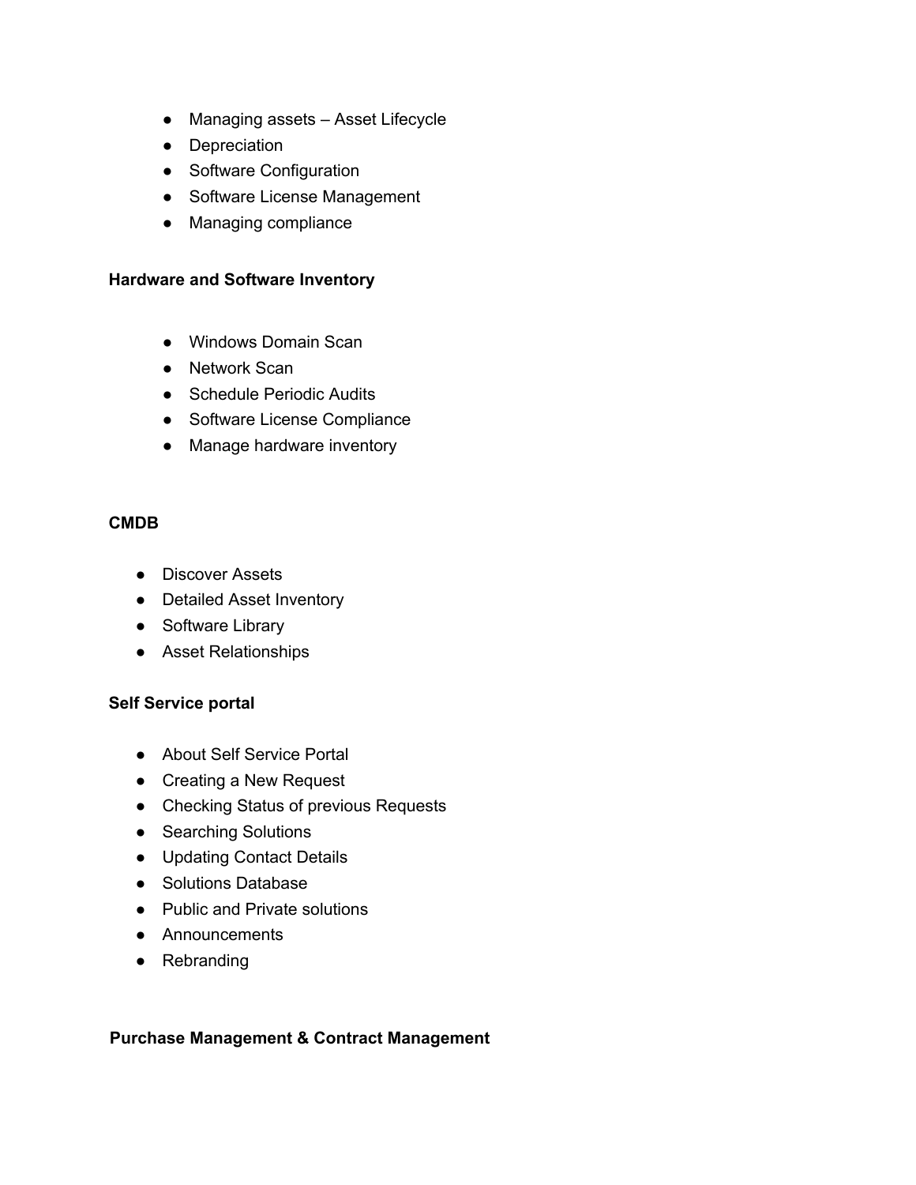- Managing assets – Asset Lifecycle
- Depreciation
- Software Configuration
- Software License Management
- Managing compliance

**Hardware and Software Inventory**

- Windows Domain Scan
- Network Scan
- Schedule Periodic Audits
- Software License Compliance
- Manage hardware inventory

**CMDB**

- Discover Assets
- Detailed Asset Inventory
- Software Library
- Asset Relationships

**Self Service portal**

- About Self Service Portal
- Creating a New Request
- Checking Status of previous Requests
- Searching Solutions
- Updating Contact Details
- Solutions Database
- Public and Private solutions
- Announcements
- Rebranding

**Purchase Management & Contract Management**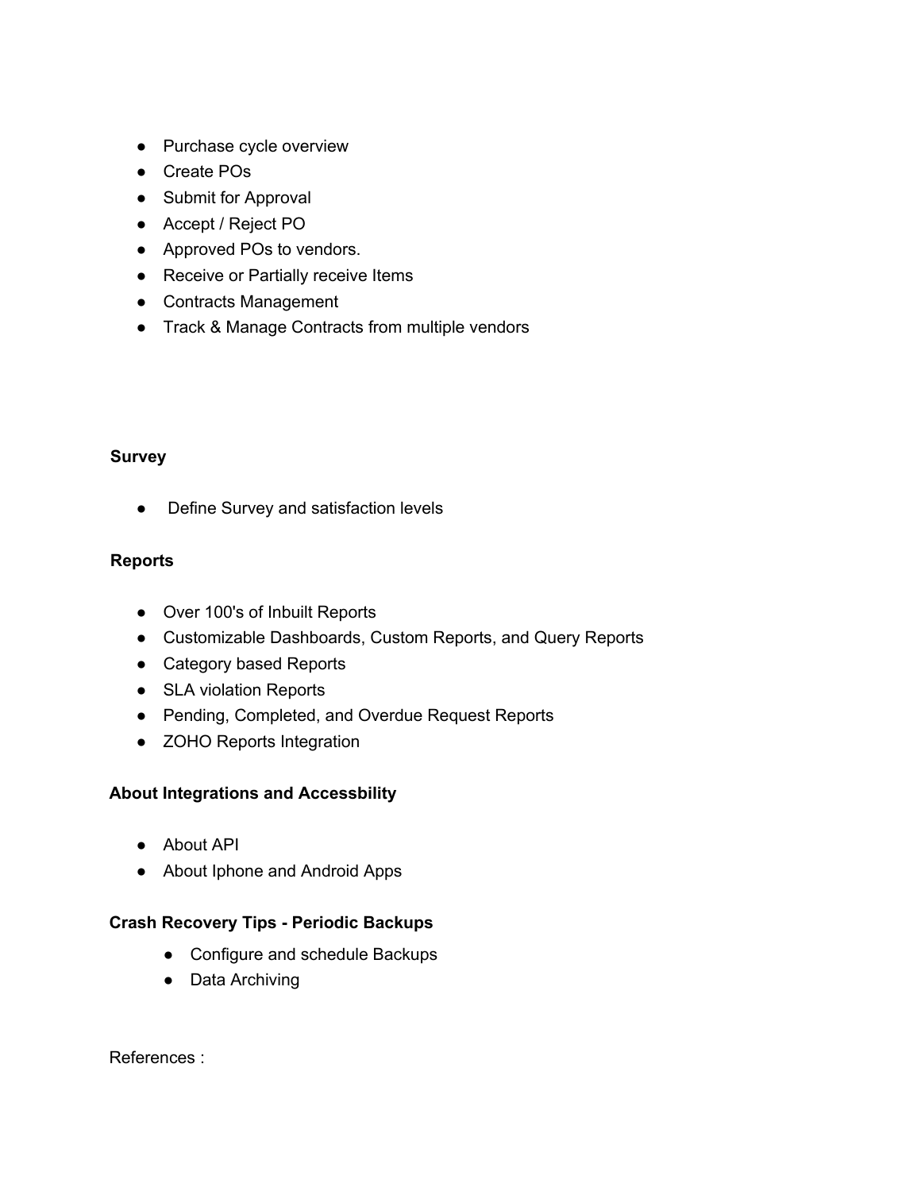- Purchase cycle overview
- Create POs
- Submit for Approval
- Accept / Reject PO
- Approved POs to vendors.
- Receive or Partially receive Items
- Contracts Management
- Track & Manage Contracts from multiple vendors

**Survey**

- Define Survey and satisfaction levels

**Reports**

- Over 100's of Inbuilt Reports
- Customizable Dashboards, Custom Reports, and Query Reports
- Category based Reports
- SLA violation Reports
- Pending, Completed, and Overdue Request Reports
- ZOHO Reports Integration

**About Integrations and Accessbility**

- About API
- About Iphone and Android Apps

**Crash Recovery Tips - Periodic Backups**

- Configure and schedule Backups
- Data Archiving

References :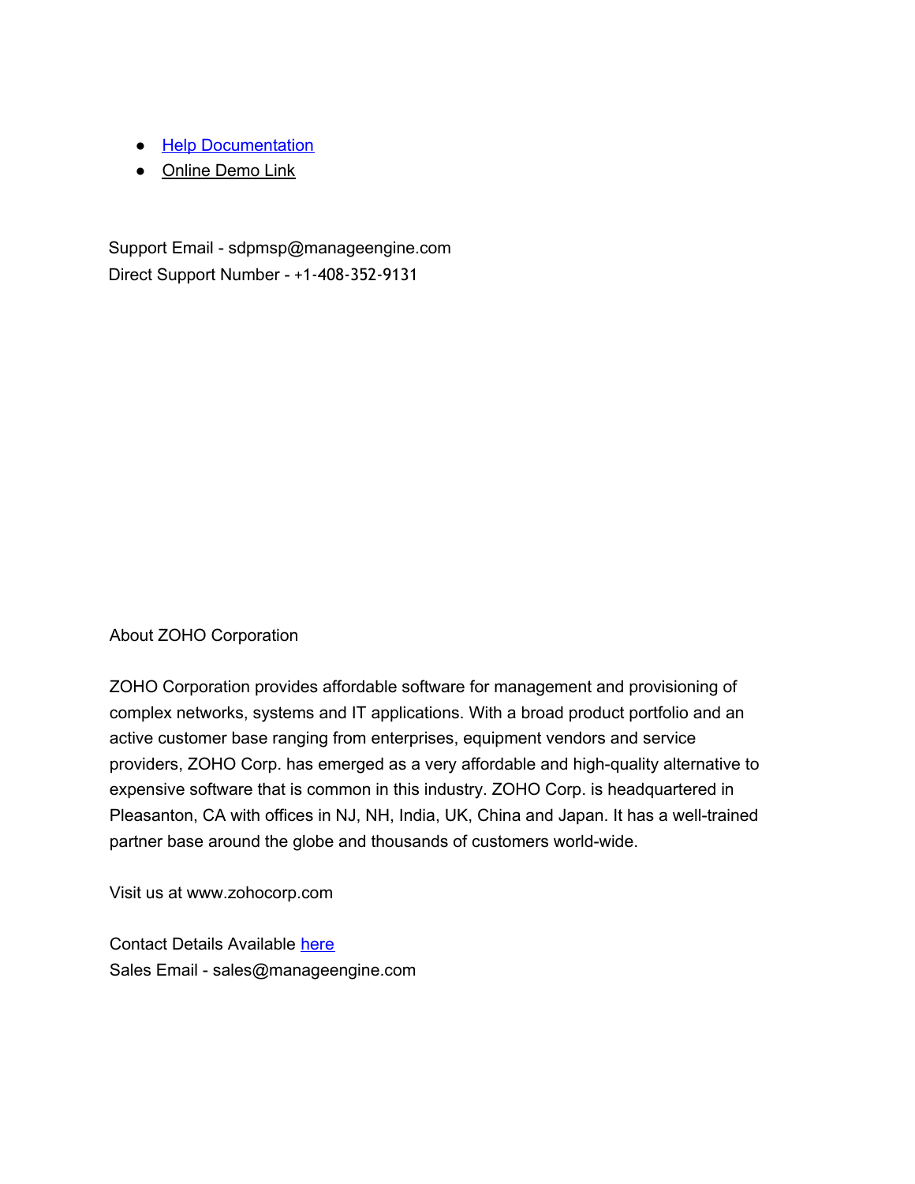- Help Documentation
- Online Demo Link

Support Email - sdpmsp@manageengine.com
Direct Support Number - +1-408-352-9131

About ZOHO Corporation

ZOHO Corporation provides affordable software for management and provisioning of complex networks, systems and IT applications. With a broad product portfolio and an active customer base ranging from enterprises, equipment vendors and service providers, ZOHO Corp. has emerged as a very affordable and high-quality alternative to expensive software that is common in this industry. ZOHO Corp. is headquartered in Pleasanton, CA with offices in NJ, NH, India, UK, China and Japan. It has a well-trained partner base around the globe and thousands of customers world-wide.

Visit us at www.zohocorp.com

Contact Details Available here
Sales Email - sales@manageengine.com